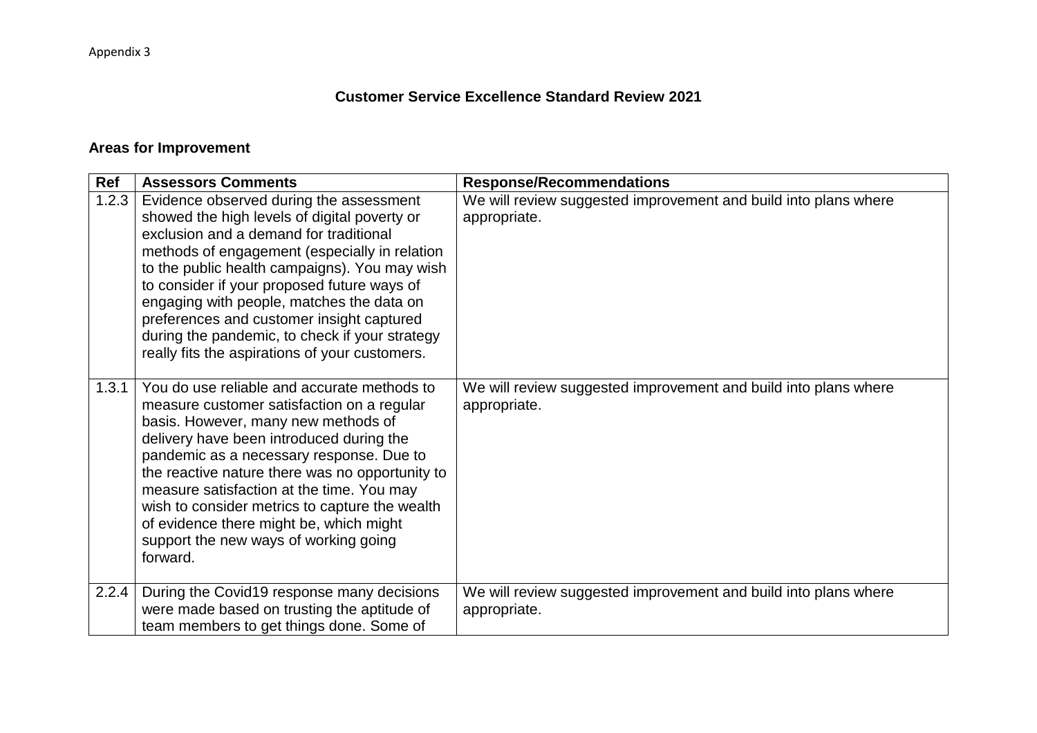Appendix 3

## Customer Service Excellence Standard Review 2021

### Areas for Improvement

| Ref | Assessors Comments | Response/Recommendations |
| --- | --- | --- |
| 1.2.3 | Evidence observed during the assessment showed the high levels of digital poverty or exclusion and a demand for traditional methods of engagement (especially in relation to the public health campaigns). You may wish to consider if your proposed future ways of engaging with people, matches the data on preferences and customer insight captured during the pandemic, to check if your strategy really fits the aspirations of your customers. | We will review suggested improvement and build into plans where appropriate. |
| 1.3.1 | You do use reliable and accurate methods to measure customer satisfaction on a regular basis. However, many new methods of delivery have been introduced during the pandemic as a necessary response. Due to the reactive nature there was no opportunity to measure satisfaction at the time. You may wish to consider metrics to capture the wealth of evidence there might be, which might support the new ways of working going forward. | We will review suggested improvement and build into plans where appropriate. |
| 2.2.4 | During the Covid19 response many decisions were made based on trusting the aptitude of team members to get things done. Some of | We will review suggested improvement and build into plans where appropriate. |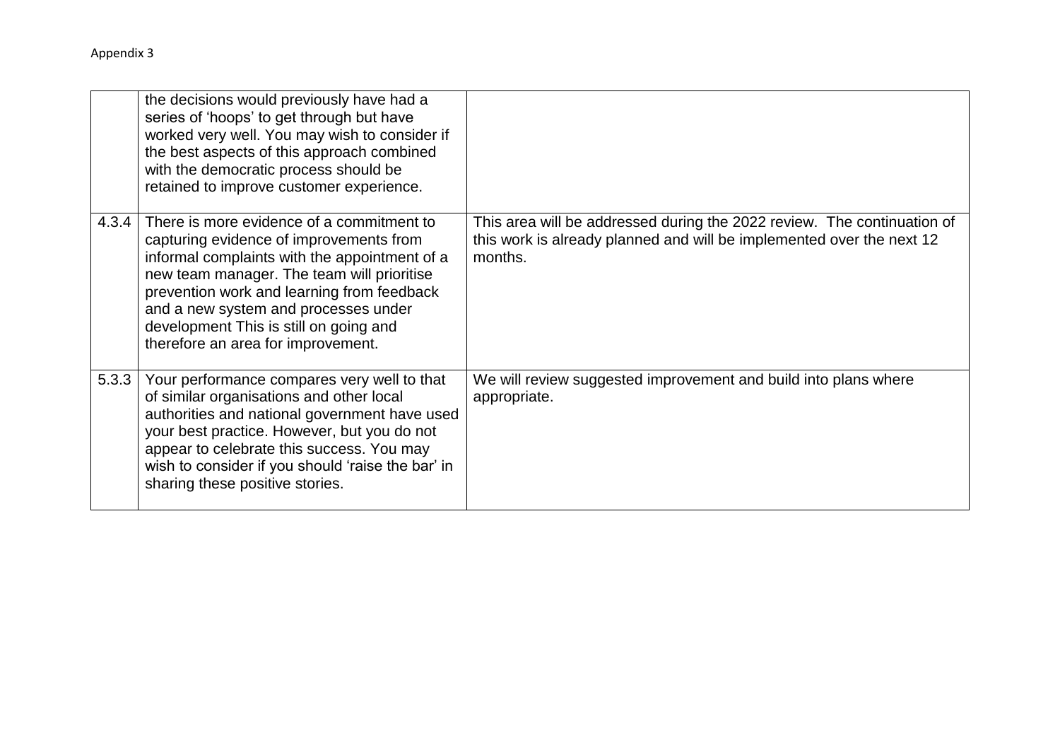| | | |
|---|---|---|
| | the decisions would previously have had a series of 'hoops' to get through but have worked very well. You may wish to consider if the best aspects of this approach combined with the democratic process should be retained to improve customer experience. | |
| 4.3.4 | There is more evidence of a commitment to capturing evidence of improvements from informal complaints with the appointment of a new team manager. The team will prioritise prevention work and learning from feedback and a new system and processes under development This is still on going and therefore an area for improvement. | This area will be addressed during the 2022 review. The continuation of this work is already planned and will be implemented over the next 12 months. |
| 5.3.3 | Your performance compares very well to that of similar organisations and other local authorities and national government have used your best practice. However, but you do not appear to celebrate this success. You may wish to consider if you should 'raise the bar' in sharing these positive stories. | We will review suggested improvement and build into plans where appropriate. |